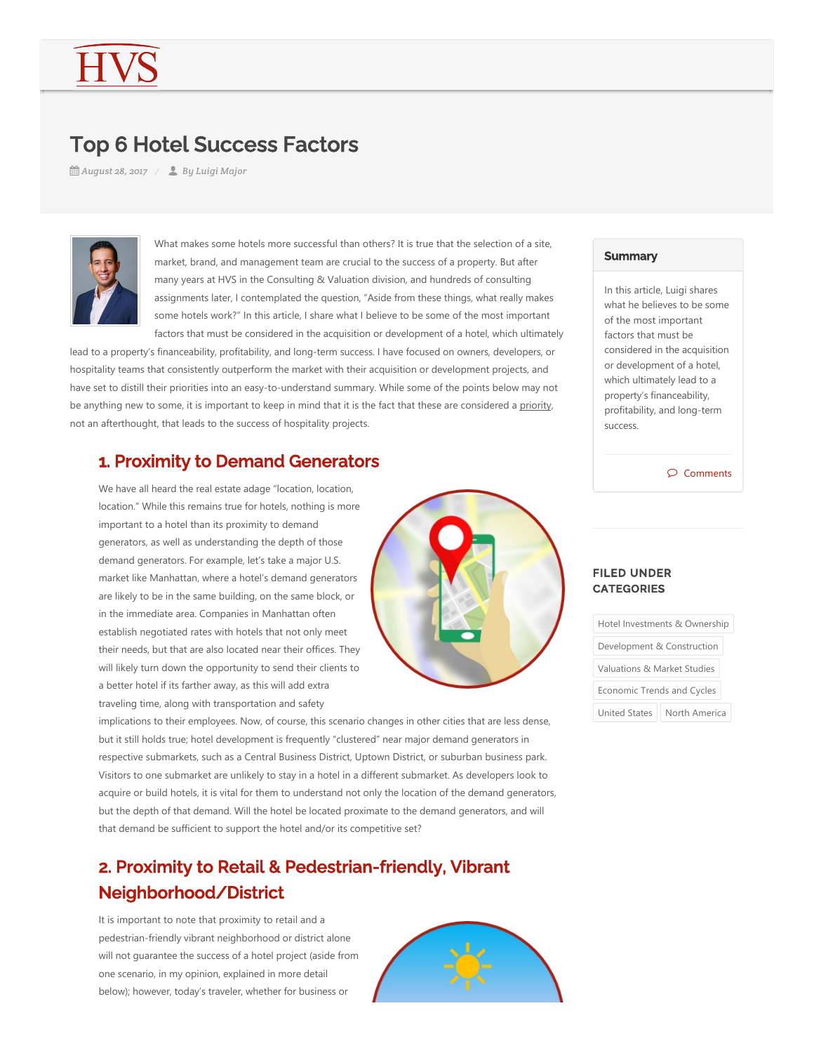# Top 6 Hotel Success Factors

August 28, 2017 / By Luigi Major

What makes some hotels more successful than others? It is true that the selection of a site, market, brand, and management team are crucial to the success of a property. But after many years at HVS in the Consulting & Valuation division, and hundreds of consulting assignments later, I contemplated the question, "Aside from these things, what really makes some hotels work?" In this article, I share what I believe to be some of the most important factors that must be considered in the acquisition or development of a hotel, which ultimately lead to a property's financeability, profitability, and long-term success. I have focused on owners, developers, or hospitality teams that consistently outperform the market with their acquisition or development projects, and have set to distill their priorities into an easy-to-understand summary. While some of the points below may not be anything new to some, it is important to keep in mind that it is the fact that these are considered a priority, not an afterthought, that leads to the success of hospitality projects.

## 1. Proximity to Demand Generators

We have all heard the real estate adage "location, location, location." While this remains true for hotels, nothing is more important to a hotel than its proximity to demand generators, as well as understanding the depth of those demand generators. For example, let's take a major U.S. market like Manhattan, where a hotel's demand generators are likely to be in the same building, on the same block, or in the immediate area. Companies in Manhattan often establish negotiated rates with hotels that not only meet their needs, but that are also located near their offices. They will likely turn down the opportunity to send their clients to a better hotel if its farther away, as this will add extra traveling time, along with transportation and safety implications to their employees. Now, of course, this scenario changes in other cities that are less dense, but it still holds true; hotel development is frequently "clustered" near major demand generators in respective submarkets, such as a Central Business District, Uptown District, or suburban business park. Visitors to one submarket are unlikely to stay in a hotel in a different submarket. As developers look to acquire or build hotels, it is vital for them to understand not only the location of the demand generators, but the depth of that demand. Will the hotel be located proximate to the demand generators, and will that demand be sufficient to support the hotel and/or its competitive set?

## 2. Proximity to Retail & Pedestrian-friendly, Vibrant Neighborhood/District

It is important to note that proximity to retail and a pedestrian-friendly vibrant neighborhood or district alone will not guarantee the success of a hotel project (aside from one scenario, in my opinion, explained in more detail below); however, today's traveler, whether for business or

**Summary**

In this article, Luigi shares what he believes to be some of the most important factors that must be considered in the acquisition or development of a hotel, which ultimately lead to a property's financeability, profitability, and long-term success.

Comments

**FILED UNDER CATEGORIES**

Hotel Investments & Ownership
Development & Construction
Valuations & Market Studies
Economic Trends and Cycles
United States
North America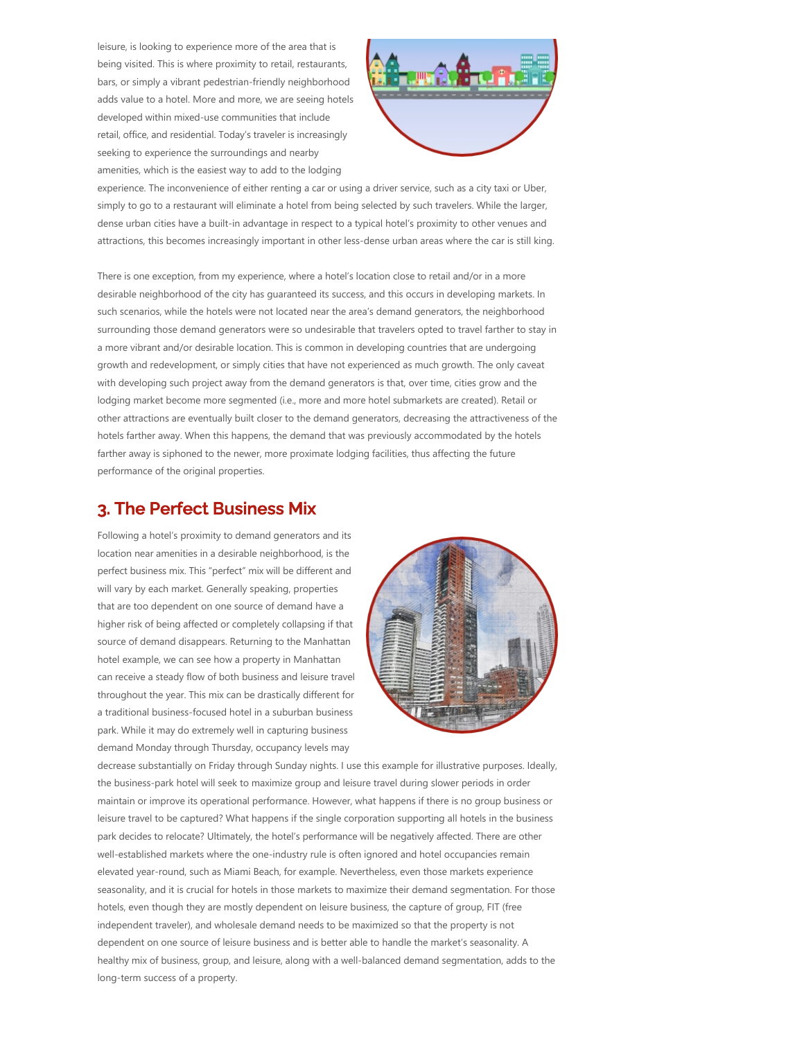leisure, is looking to experience more of the area that is being visited. This is where proximity to retail, restaurants, bars, or simply a vibrant pedestrian-friendly neighborhood adds value to a hotel. More and more, we are seeing hotels developed within mixed-use communities that include retail, office, and residential. Today's traveler is increasingly seeking to experience the surroundings and nearby amenities, which is the easiest way to add to the lodging experience. The inconvenience of either renting a car or using a driver service, such as a city taxi or Uber, simply to go to a restaurant will eliminate a hotel from being selected by such travelers. While the larger, dense urban cities have a built-in advantage in respect to a typical hotel's proximity to other venues and attractions, this becomes increasingly important in other less-dense urban areas where the car is still king.

There is one exception, from my experience, where a hotel's location close to retail and/or in a more desirable neighborhood of the city has guaranteed its success, and this occurs in developing markets. In such scenarios, while the hotels were not located near the area's demand generators, the neighborhood surrounding those demand generators were so undesirable that travelers opted to travel farther to stay in a more vibrant and/or desirable location. This is common in developing countries that are undergoing growth and redevelopment, or simply cities that have not experienced as much growth. The only caveat with developing such project away from the demand generators is that, over time, cities grow and the lodging market become more segmented (i.e., more and more hotel submarkets are created). Retail or other attractions are eventually built closer to the demand generators, decreasing the attractiveness of the hotels farther away. When this happens, the demand that was previously accommodated by the hotels farther away is siphoned to the newer, more proximate lodging facilities, thus affecting the future performance of the original properties.

## 3. The Perfect Business Mix

Following a hotel's proximity to demand generators and its location near amenities in a desirable neighborhood, is the perfect business mix. This "perfect" mix will be different and will vary by each market. Generally speaking, properties that are too dependent on one source of demand have a higher risk of being affected or completely collapsing if that source of demand disappears. Returning to the Manhattan hotel example, we can see how a property in Manhattan can receive a steady flow of both business and leisure travel throughout the year. This mix can be drastically different for a traditional business-focused hotel in a suburban business park. While it may do extremely well in capturing business demand Monday through Thursday, occupancy levels may decrease substantially on Friday through Sunday nights. I use this example for illustrative purposes. Ideally, the business-park hotel will seek to maximize group and leisure travel during slower periods in order maintain or improve its operational performance. However, what happens if there is no group business or leisure travel to be captured? What happens if the single corporation supporting all hotels in the business park decides to relocate? Ultimately, the hotel's performance will be negatively affected. There are other well-established markets where the one-industry rule is often ignored and hotel occupancies remain elevated year-round, such as Miami Beach, for example. Nevertheless, even those markets experience seasonality, and it is crucial for hotels in those markets to maximize their demand segmentation. For those hotels, even though they are mostly dependent on leisure business, the capture of group, FIT (free independent traveler), and wholesale demand needs to be maximized so that the property is not dependent on one source of leisure business and is better able to handle the market's seasonality. A healthy mix of business, group, and leisure, along with a well-balanced demand segmentation, adds to the long-term success of a property.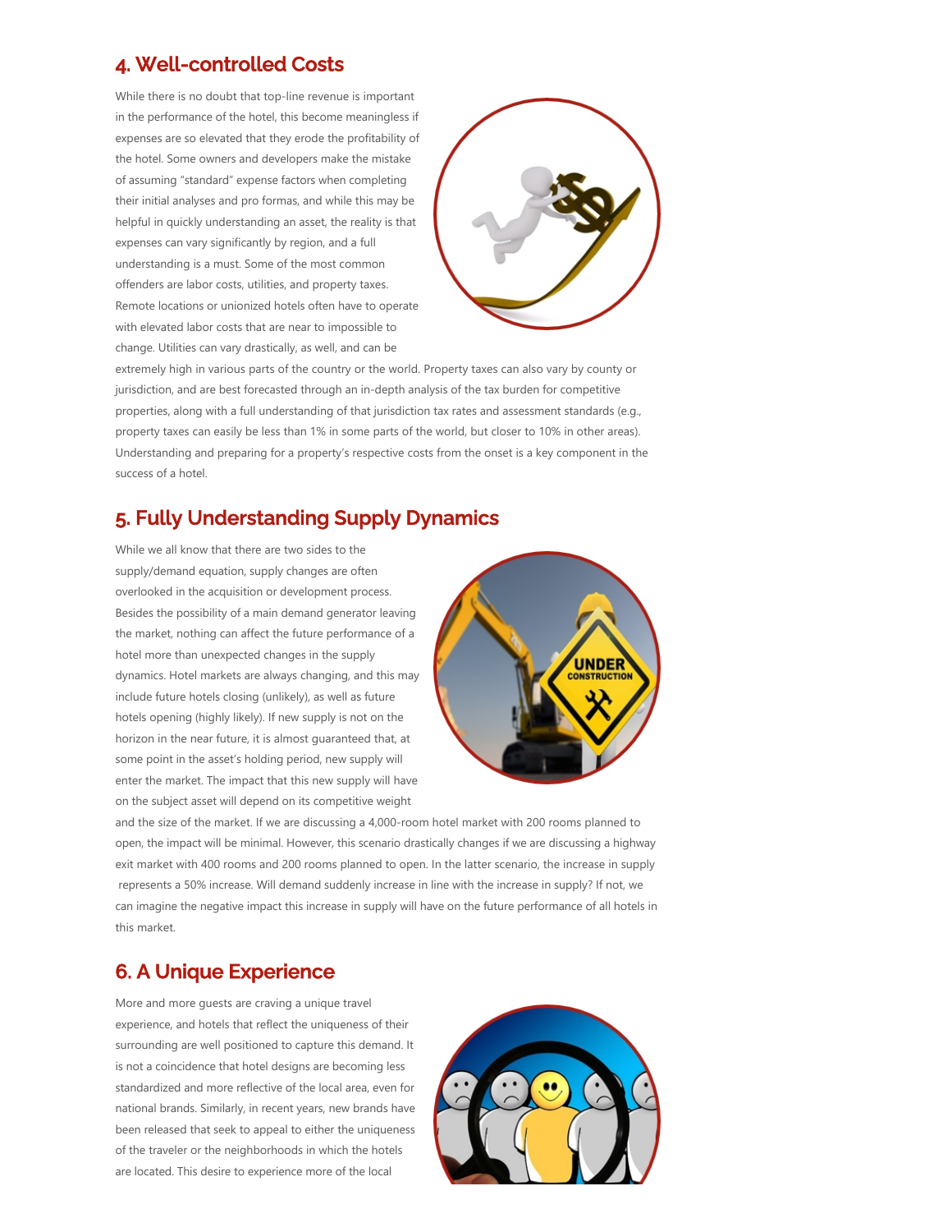## 4. Well-controlled Costs

While there is no doubt that top-line revenue is important in the performance of the hotel, this become meaningless if expenses are so elevated that they erode the profitability of the hotel. Some owners and developers make the mistake of assuming "standard" expense factors when completing their initial analyses and pro formas, and while this may be helpful in quickly understanding an asset, the reality is that expenses can vary significantly by region, and a full understanding is a must. Some of the most common offenders are labor costs, utilities, and property taxes. Remote locations or unionized hotels often have to operate with elevated labor costs that are near to impossible to change. Utilities can vary drastically, as well, and can be extremely high in various parts of the country or the world. Property taxes can also vary by county or jurisdiction, and are best forecasted through an in-depth analysis of the tax burden for competitive properties, along with a full understanding of that jurisdiction tax rates and assessment standards (e.g., property taxes can easily be less than 1% in some parts of the world, but closer to 10% in other areas). Understanding and preparing for a property's respective costs from the onset is a key component in the success of a hotel.

## 5. Fully Understanding Supply Dynamics

While we all know that there are two sides to the supply/demand equation, supply changes are often overlooked in the acquisition or development process. Besides the possibility of a main demand generator leaving the market, nothing can affect the future performance of a hotel more than unexpected changes in the supply dynamics. Hotel markets are always changing, and this may include future hotels closing (unlikely), as well as future hotels opening (highly likely). If new supply is not on the horizon in the near future, it is almost guaranteed that, at some point in the asset's holding period, new supply will enter the market. The impact that this new supply will have on the subject asset will depend on its competitive weight and the size of the market. If we are discussing a 4,000-room hotel market with 200 rooms planned to open, the impact will be minimal. However, this scenario drastically changes if we are discussing a highway exit market with 400 rooms and 200 rooms planned to open. In the latter scenario, the increase in supply represents a 50% increase. Will demand suddenly increase in line with the increase in supply? If not, we can imagine the negative impact this increase in supply will have on the future performance of all hotels in this market.

## 6. A Unique Experience

More and more guests are craving a unique travel experience, and hotels that reflect the uniqueness of their surrounding are well positioned to capture this demand. It is not a coincidence that hotel designs are becoming less standardized and more reflective of the local area, even for national brands. Similarly, in recent years, new brands have been released that seek to appeal to either the uniqueness of the traveler or the neighborhoods in which the hotels are located. This desire to experience more of the local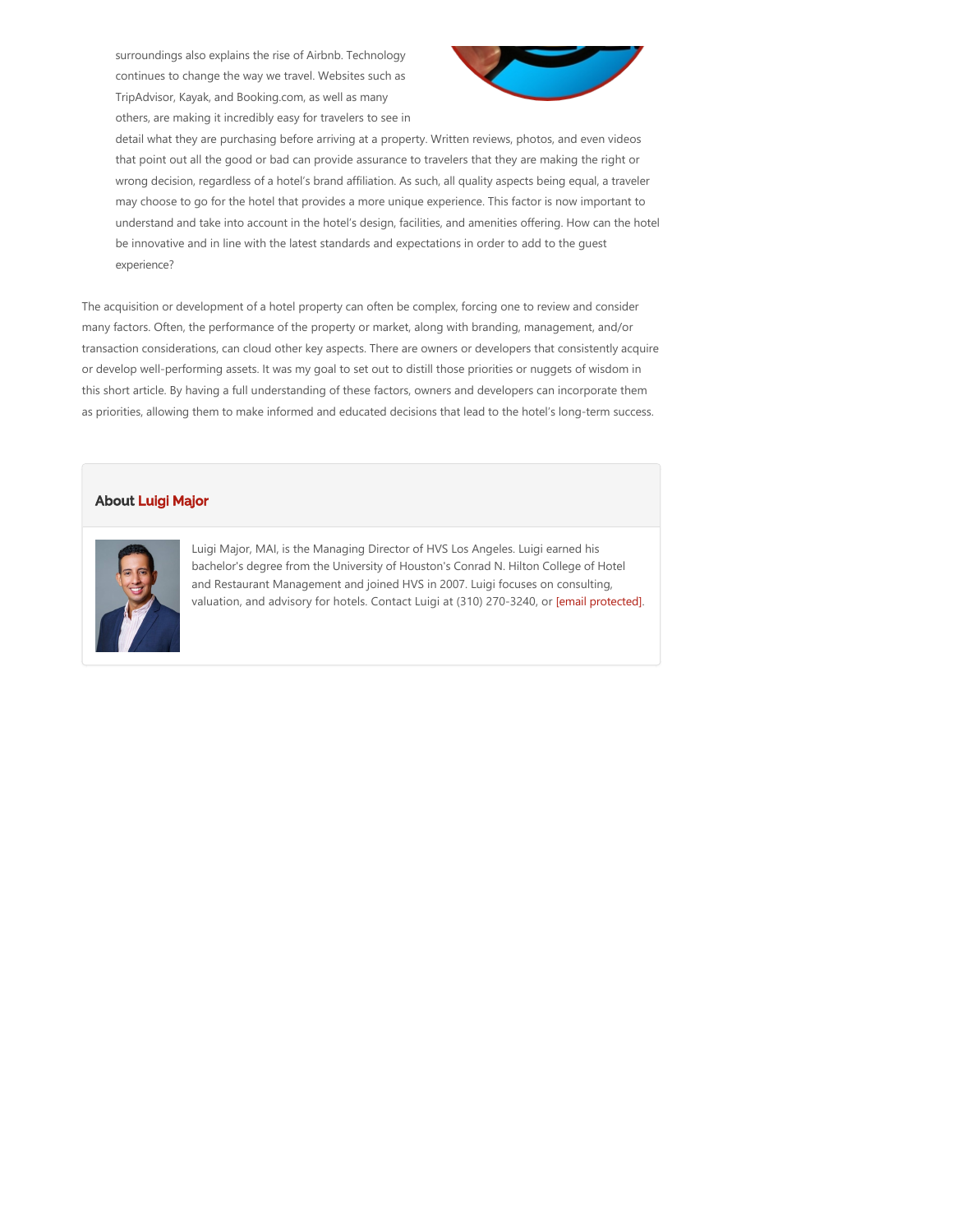surroundings also explains the rise of Airbnb. Technology continues to change the way we travel. Websites such as TripAdvisor, Kayak, and Booking.com, as well as many others, are making it incredibly easy for travelers to see in detail what they are purchasing before arriving at a property. Written reviews, photos, and even videos that point out all the good or bad can provide assurance to travelers that they are making the right or wrong decision, regardless of a hotel's brand affiliation. As such, all quality aspects being equal, a traveler may choose to go for the hotel that provides a more unique experience. This factor is now important to understand and take into account in the hotel's design, facilities, and amenities offering. How can the hotel be innovative and in line with the latest standards and expectations in order to add to the guest experience?

The acquisition or development of a hotel property can often be complex, forcing one to review and consider many factors. Often, the performance of the property or market, along with branding, management, and/or transaction considerations, can cloud other key aspects. There are owners or developers that consistently acquire or develop well-performing assets. It was my goal to set out to distill those priorities or nuggets of wisdom in this short article. By having a full understanding of these factors, owners and developers can incorporate them as priorities, allowing them to make informed and educated decisions that lead to the hotel's long-term success.

### About Luigi Major

Luigi Major, MAI, is the Managing Director of HVS Los Angeles. Luigi earned his bachelor's degree from the University of Houston's Conrad N. Hilton College of Hotel and Restaurant Management and joined HVS in 2007. Luigi focuses on consulting, valuation, and advisory for hotels. Contact Luigi at (310) 270-3240, or [email protected].